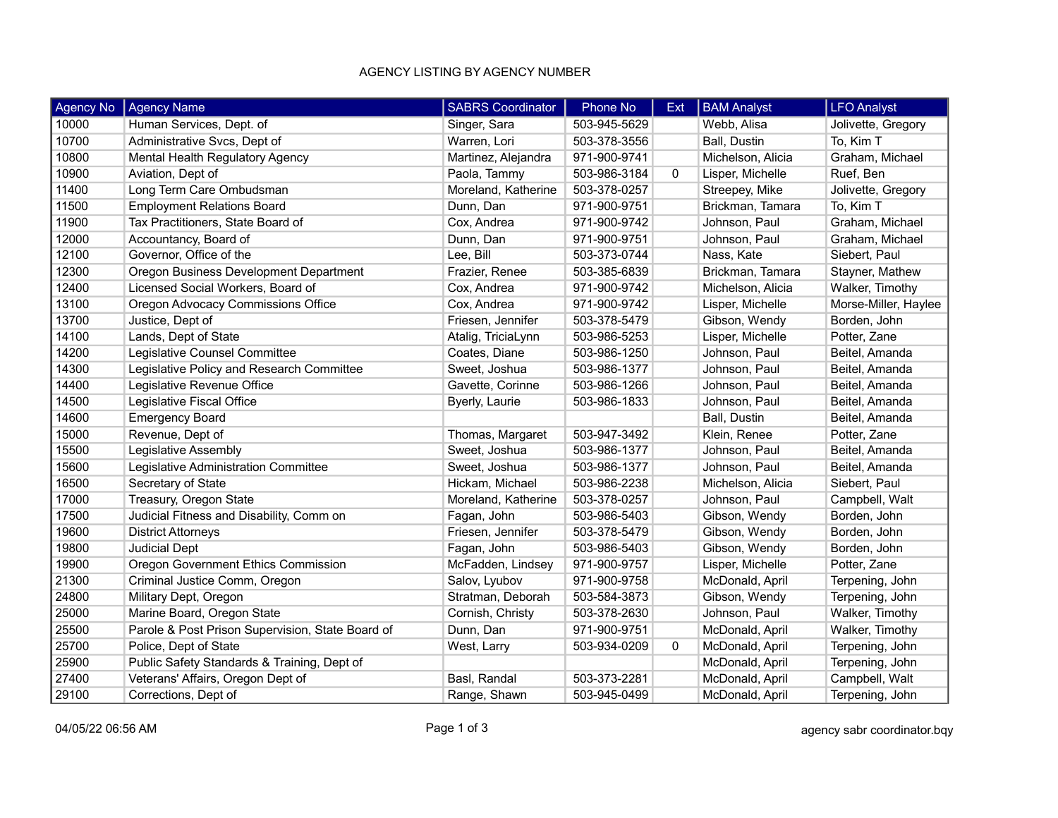# AGENCY LISTING BY AGENCY NUMBER

| Agency No | Agency Name | SABRS Coordinator | Phone No | Ext | BAM Analyst | LFO Analyst |
|---|---|---|---|---|---|---|
| 10000 | Human Services, Dept. of | Singer, Sara | 503-945-5629 | | Webb, Alisa | Jolivette, Gregory |
| 10700 | Administrative Svcs, Dept of | Warren, Lori | 503-378-3556 | | Ball, Dustin | To, Kim T |
| 10800 | Mental Health Regulatory Agency | Martinez, Alejandra | 971-900-9741 | | Michelson, Alicia | Graham, Michael |
| 10900 | Aviation, Dept of | Paola, Tammy | 503-986-3184 | 0 | Lisper, Michelle | Ruef, Ben |
| 11400 | Long Term Care Ombudsman | Moreland, Katherine | 503-378-0257 | | Streepey, Mike | Jolivette, Gregory |
| 11500 | Employment Relations Board | Dunn, Dan | 971-900-9751 | | Brickman, Tamara | To, Kim T |
| 11900 | Tax Practitioners, State Board of | Cox, Andrea | 971-900-9742 | | Johnson, Paul | Graham, Michael |
| 12000 | Accountancy, Board of | Dunn, Dan | 971-900-9751 | | Johnson, Paul | Graham, Michael |
| 12100 | Governor, Office of the | Lee, Bill | 503-373-0744 | | Nass, Kate | Siebert, Paul |
| 12300 | Oregon Business Development Department | Frazier, Renee | 503-385-6839 | | Brickman, Tamara | Stayner, Mathew |
| 12400 | Licensed Social Workers, Board of | Cox, Andrea | 971-900-9742 | | Michelson, Alicia | Walker, Timothy |
| 13100 | Oregon Advocacy Commissions Office | Cox, Andrea | 971-900-9742 | | Lisper, Michelle | Morse-Miller, Haylee |
| 13700 | Justice, Dept of | Friesen, Jennifer | 503-378-5479 | | Gibson, Wendy | Borden, John |
| 14100 | Lands, Dept of State | Atalig, TriciaLynn | 503-986-5253 | | Lisper, Michelle | Potter, Zane |
| 14200 | Legislative Counsel Committee | Coates, Diane | 503-986-1250 | | Johnson, Paul | Beitel, Amanda |
| 14300 | Legislative Policy and Research Committee | Sweet, Joshua | 503-986-1377 | | Johnson, Paul | Beitel, Amanda |
| 14400 | Legislative Revenue Office | Gavette, Corinne | 503-986-1266 | | Johnson, Paul | Beitel, Amanda |
| 14500 | Legislative Fiscal Office | Byerly, Laurie | 503-986-1833 | | Johnson, Paul | Beitel, Amanda |
| 14600 | Emergency Board | | | | Ball, Dustin | Beitel, Amanda |
| 15000 | Revenue, Dept of | Thomas, Margaret | 503-947-3492 | | Klein, Renee | Potter, Zane |
| 15500 | Legislative Assembly | Sweet, Joshua | 503-986-1377 | | Johnson, Paul | Beitel, Amanda |
| 15600 | Legislative Administration Committee | Sweet, Joshua | 503-986-1377 | | Johnson, Paul | Beitel, Amanda |
| 16500 | Secretary of State | Hickam, Michael | 503-986-2238 | | Michelson, Alicia | Siebert, Paul |
| 17000 | Treasury, Oregon State | Moreland, Katherine | 503-378-0257 | | Johnson, Paul | Campbell, Walt |
| 17500 | Judicial Fitness and Disability, Comm on | Fagan, John | 503-986-5403 | | Gibson, Wendy | Borden, John |
| 19600 | District Attorneys | Friesen, Jennifer | 503-378-5479 | | Gibson, Wendy | Borden, John |
| 19800 | Judicial Dept | Fagan, John | 503-986-5403 | | Gibson, Wendy | Borden, John |
| 19900 | Oregon Government Ethics Commission | McFadden, Lindsey | 971-900-9757 | | Lisper, Michelle | Potter, Zane |
| 21300 | Criminal Justice Comm, Oregon | Salov, Lyubov | 971-900-9758 | | McDonald, April | Terpening, John |
| 24800 | Military Dept, Oregon | Stratman, Deborah | 503-584-3873 | | Gibson, Wendy | Terpening, John |
| 25000 | Marine Board, Oregon State | Cornish, Christy | 503-378-2630 | | Johnson, Paul | Walker, Timothy |
| 25500 | Parole & Post Prison Supervision, State Board of | Dunn, Dan | 971-900-9751 | | McDonald, April | Walker, Timothy |
| 25700 | Police, Dept of State | West, Larry | 503-934-0209 | 0 | McDonald, April | Terpening, John |
| 25900 | Public Safety Standards & Training, Dept of | | | | McDonald, April | Terpening, John |
| 27400 | Veterans' Affairs, Oregon Dept of | Basl, Randal | 503-373-2281 | | McDonald, April | Campbell, Walt |
| 29100 | Corrections, Dept of | Range, Shawn | 503-945-0499 | | McDonald, April | Terpening, John |

04/05/22 06:56 AM agency sabr coordinator.bqy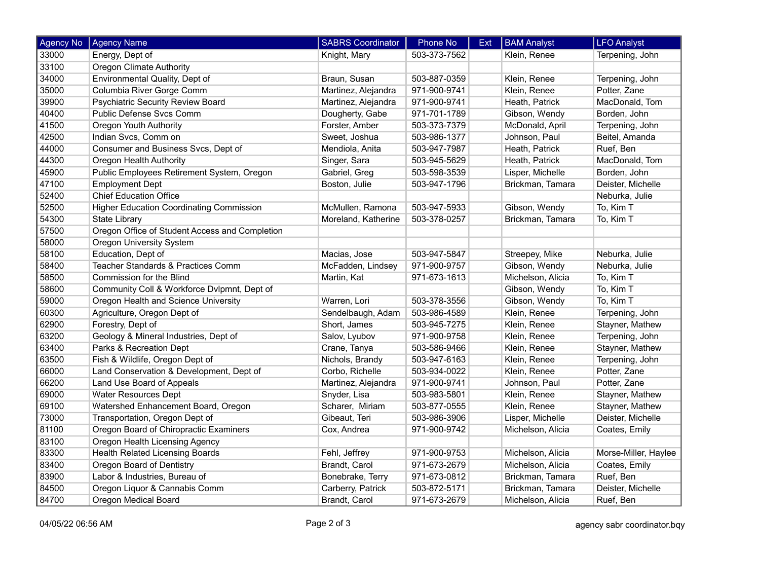| Agency No | Agency Name | SABRS Coordinator | Phone No | Ext | BAM Analyst | LFO Analyst |
|---|---|---|---|---|---|---|
| 33000 | Energy, Dept of | Knight, Mary | 503-373-7562 | | Klein, Renee | Terpening, John |
| 33100 | Oregon Climate Authority | | | | | |
| 34000 | Environmental Quality, Dept of | Braun, Susan | 503-887-0359 | | Klein, Renee | Terpening, John |
| 35000 | Columbia River Gorge Comm | Martinez, Alejandra | 971-900-9741 | | Klein, Renee | Potter, Zane |
| 39900 | Psychiatric Security Review Board | Martinez, Alejandra | 971-900-9741 | | Heath, Patrick | MacDonald, Tom |
| 40400 | Public Defense Svcs Comm | Dougherty, Gabe | 971-701-1789 | | Gibson, Wendy | Borden, John |
| 41500 | Oregon Youth Authority | Forster, Amber | 503-373-7379 | | McDonald, April | Terpening, John |
| 42500 | Indian Svcs, Comm on | Sweet, Joshua | 503-986-1377 | | Johnson, Paul | Beitel, Amanda |
| 44000 | Consumer and Business Svcs, Dept of | Mendiola, Anita | 503-947-7987 | | Heath, Patrick | Ruef, Ben |
| 44300 | Oregon Health Authority | Singer, Sara | 503-945-5629 | | Heath, Patrick | MacDonald, Tom |
| 45900 | Public Employees Retirement System, Oregon | Gabriel, Greg | 503-598-3539 | | Lisper, Michelle | Borden, John |
| 47100 | Employment Dept | Boston, Julie | 503-947-1796 | | Brickman, Tamara | Deister, Michelle |
| 52400 | Chief Education Office | | | | | Neburka, Julie |
| 52500 | Higher Education Coordinating Commission | McMullen, Ramona | 503-947-5933 | | Gibson, Wendy | To, Kim T |
| 54300 | State Library | Moreland, Katherine | 503-378-0257 | | Brickman, Tamara | To, Kim T |
| 57500 | Oregon Office of Student Access and Completion | | | | | |
| 58000 | Oregon University System | | | | | |
| 58100 | Education, Dept of | Macias, Jose | 503-947-5847 | | Streepey, Mike | Neburka, Julie |
| 58400 | Teacher Standards & Practices Comm | McFadden, Lindsey | 971-900-9757 | | Gibson, Wendy | Neburka, Julie |
| 58500 | Commission for the Blind | Martin, Kat | 971-673-1613 | | Michelson, Alicia | To, Kim T |
| 58600 | Community Coll & Workforce Dvlpmnt, Dept of | | | | Gibson, Wendy | To, Kim T |
| 59000 | Oregon Health and Science University | Warren, Lori | 503-378-3556 | | Gibson, Wendy | To, Kim T |
| 60300 | Agriculture, Oregon Dept of | Sendelbaugh, Adam | 503-986-4589 | | Klein, Renee | Terpening, John |
| 62900 | Forestry, Dept of | Short, James | 503-945-7275 | | Klein, Renee | Stayner, Mathew |
| 63200 | Geology & Mineral Industries, Dept of | Salov, Lyubov | 971-900-9758 | | Klein, Renee | Terpening, John |
| 63400 | Parks & Recreation Dept | Crane, Tanya | 503-586-9466 | | Klein, Renee | Stayner, Mathew |
| 63500 | Fish & Wildlife, Oregon Dept of | Nichols, Brandy | 503-947-6163 | | Klein, Renee | Terpening, John |
| 66000 | Land Conservation & Development, Dept of | Corbo, Richelle | 503-934-0022 | | Klein, Renee | Potter, Zane |
| 66200 | Land Use Board of Appeals | Martinez, Alejandra | 971-900-9741 | | Johnson, Paul | Potter, Zane |
| 69000 | Water Resources Dept | Snyder, Lisa | 503-983-5801 | | Klein, Renee | Stayner, Mathew |
| 69100 | Watershed Enhancement Board, Oregon | Scharer, Miriam | 503-877-0555 | | Klein, Renee | Stayner, Mathew |
| 73000 | Transportation, Oregon Dept of | Gibeaut, Teri | 503-986-3906 | | Lisper, Michelle | Deister, Michelle |
| 81100 | Oregon Board of Chiropractic Examiners | Cox, Andrea | 971-900-9742 | | Michelson, Alicia | Coates, Emily |
| 83100 | Oregon Health Licensing Agency | | | | | |
| 83300 | Health Related Licensing Boards | Fehl, Jeffrey | 971-900-9753 | | Michelson, Alicia | Morse-Miller, Haylee |
| 83400 | Oregon Board of Dentistry | Brandt, Carol | 971-673-2679 | | Michelson, Alicia | Coates, Emily |
| 83900 | Labor & Industries, Bureau of | Bonebrake, Terry | 971-673-0812 | | Brickman, Tamara | Ruef, Ben |
| 84500 | Oregon Liquor & Cannabis Comm | Carberry, Patrick | 503-872-5171 | | Brickman, Tamara | Deister, Michelle |
| 84700 | Oregon Medical Board | Brandt, Carol | 971-673-2679 | | Michelson, Alicia | Ruef, Ben |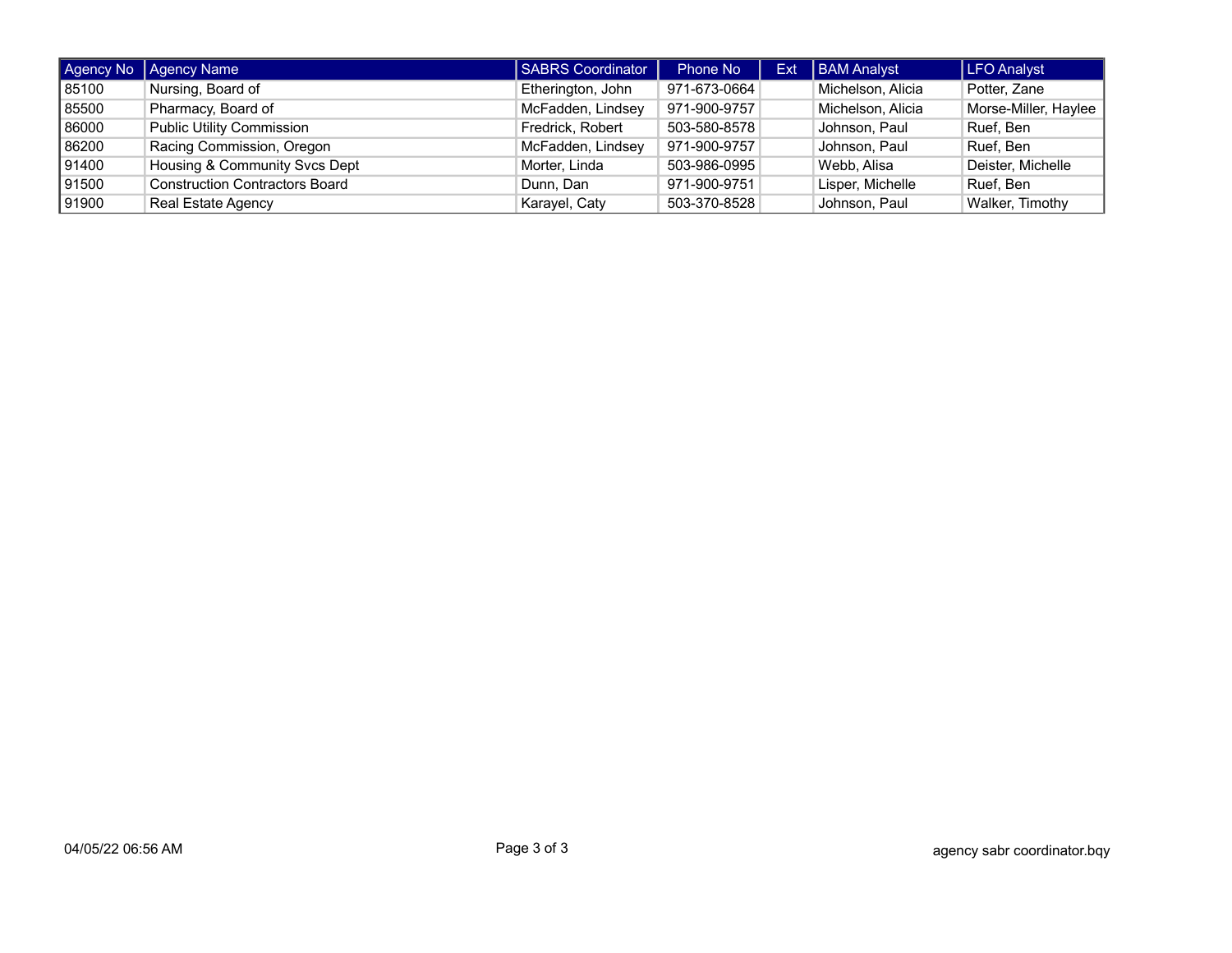| Agency No | Agency Name | SABRS Coordinator | Phone No | Ext | BAM Analyst | LFO Analyst |
|---|---|---|---|---|---|---|
| 85100 | Nursing, Board of | Etherington, John | 971-673-0664 | | Michelson, Alicia | Potter, Zane |
| 85500 | Pharmacy, Board of | McFadden, Lindsey | 971-900-9757 | | Michelson, Alicia | Morse-Miller, Haylee |
| 86000 | Public Utility Commission | Fredrick, Robert | 503-580-8578 | | Johnson, Paul | Ruef, Ben |
| 86200 | Racing Commission, Oregon | McFadden, Lindsey | 971-900-9757 | | Johnson, Paul | Ruef, Ben |
| 91400 | Housing & Community Svcs Dept | Morter, Linda | 503-986-0995 | | Webb, Alisa | Deister, Michelle |
| 91500 | Construction Contractors Board | Dunn, Dan | 971-900-9751 | | Lisper, Michelle | Ruef, Ben |
| 91900 | Real Estate Agency | Karayel, Caty | 503-370-8528 | | Johnson, Paul | Walker, Timothy |

04/05/22 06:56 AM

agency sabr coordinator.bqy